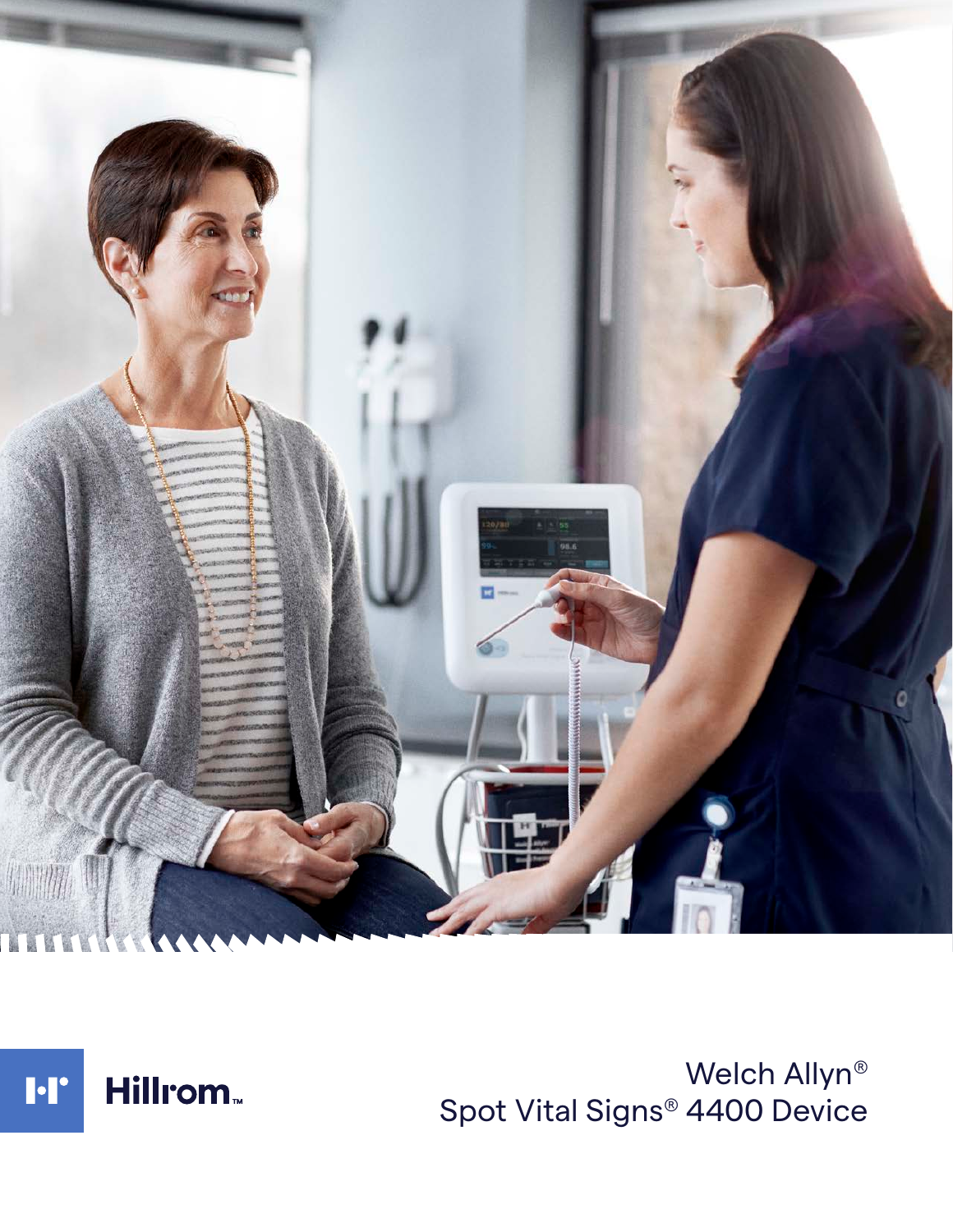Hillrom™

# Welch Allyn® Spot Vital Signs® 4400 Device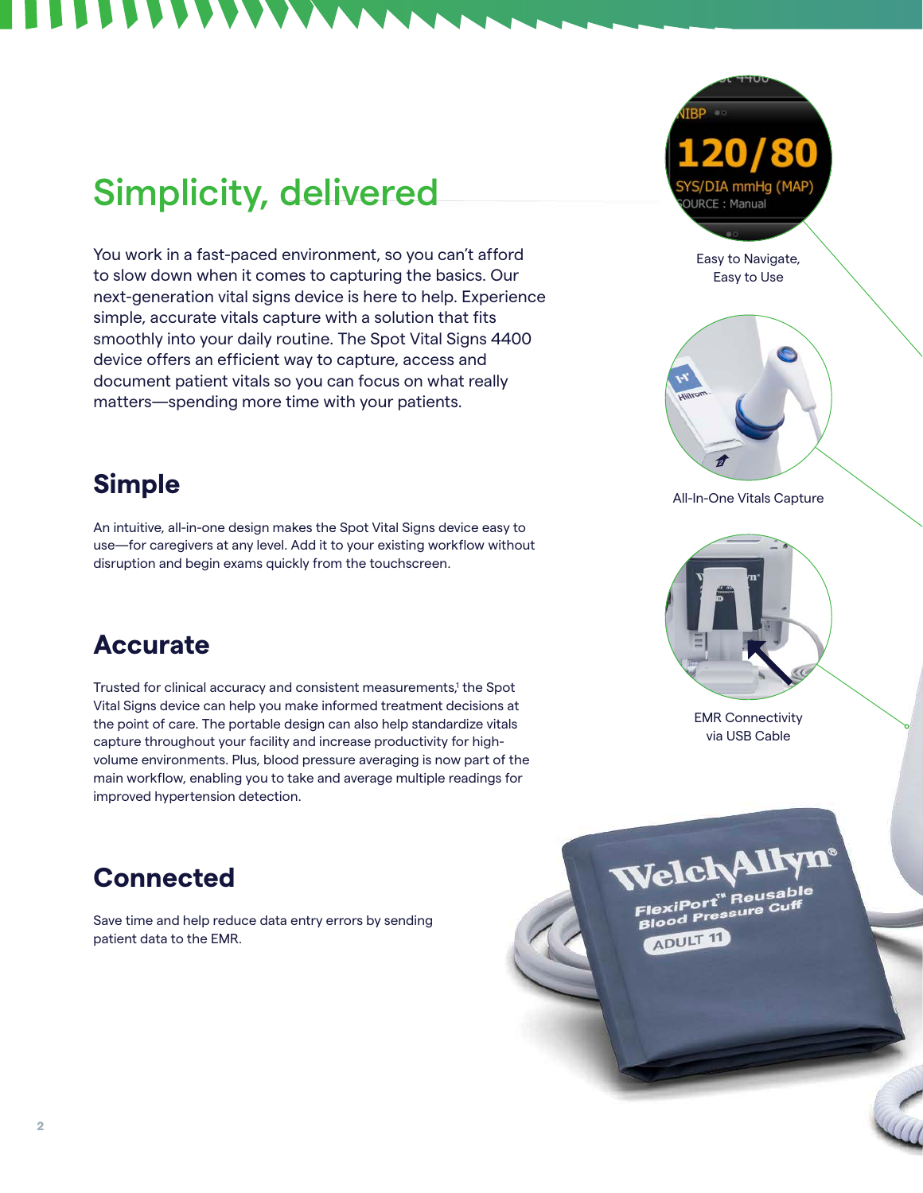# Simplicity, delivered

You work in a fast-paced environment, so you can't afford to slow down when it comes to capturing the basics. Our next-generation vital signs device is here to help. Experience simple, accurate vitals capture with a solution that fits smoothly into your daily routine. The Spot Vital Signs 4400 device offers an efficient way to capture, access and document patient vitals so you can focus on what really matters—spending more time with your patients.

## Simple

An intuitive, all-in-one design makes the Spot Vital Signs device easy to use—for caregivers at any level. Add it to your existing workflow without disruption and begin exams quickly from the touchscreen.

## Accurate

Trusted for clinical accuracy and consistent measurements,[1] the Spot Vital Signs device can help you make informed treatment decisions at the point of care. The portable design can also help standardize vitals capture throughout your facility and increase productivity for high-volume environments. Plus, blood pressure averaging is now part of the main workflow, enabling you to take and average multiple readings for improved hypertension detection.

## Connected

Save time and help reduce data entry errors by sending patient data to the EMR.

Easy to Navigate, Easy to Use

All-In-One Vitals Capture

EMR Connectivity via USB Cable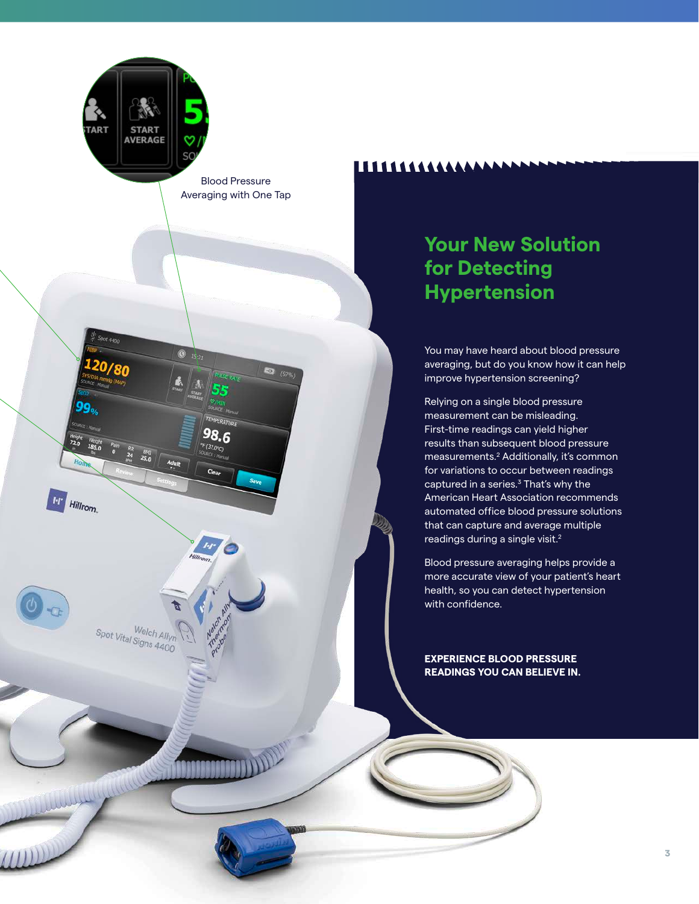Blood Pressure Averaging with One Tap

## Your New Solution for Detecting Hypertension

You may have heard about blood pressure averaging, but do you know how it can help improve hypertension screening?

Relying on a single blood pressure measurement can be misleading. First-time readings can yield higher results than subsequent blood pressure measurements.[2] Additionally, it's common for variations to occur between readings captured in a series.[3] That's why the American Heart Association recommends automated office blood pressure solutions that can capture and average multiple readings during a single visit.[2]

Blood pressure averaging helps provide a more accurate view of your patient's heart health, so you can detect hypertension with confidence.

**EXPERIENCE BLOOD PRESSURE READINGS YOU CAN BELIEVE IN.**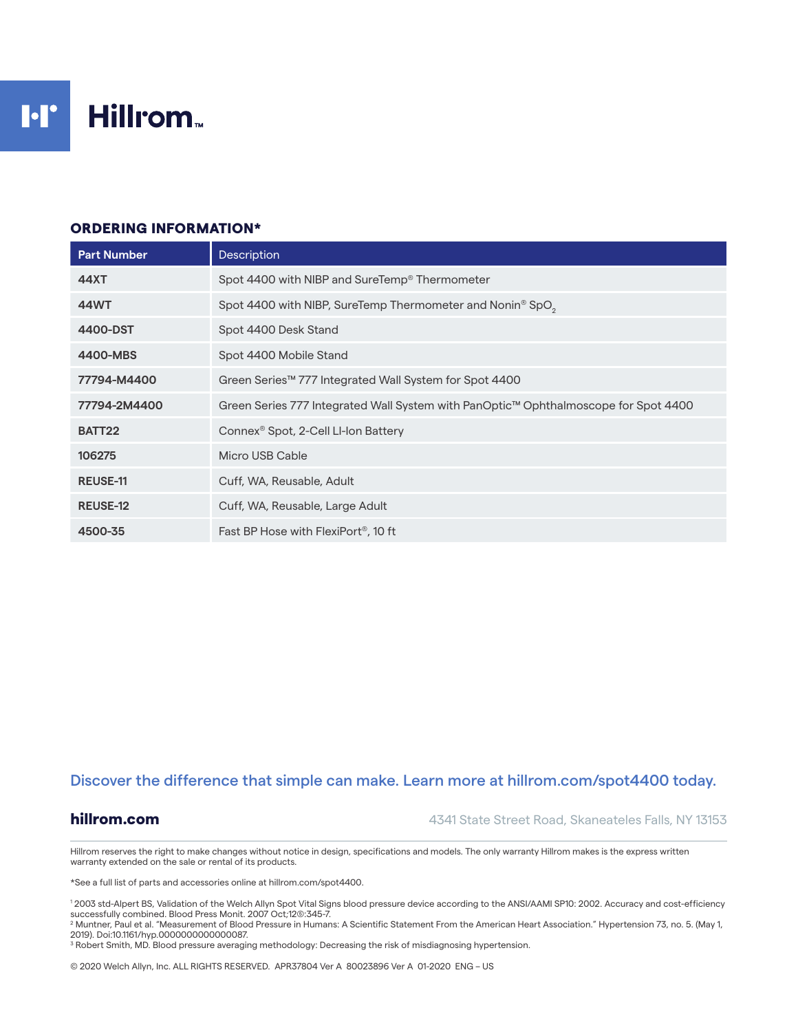Hillrom™

## ORDERING INFORMATION*

| Part Number | Description |
|---|---|
| 44XT | Spot 4400 with NIBP and SureTemp® Thermometer |
| 44WT | Spot 4400 with NIBP, SureTemp Thermometer and Nonin® $SpO_2$ |
| 4400-DST | Spot 4400 Desk Stand |
| 4400-MBS | Spot 4400 Mobile Stand |
| 77794-M4400 | Green Series™ 777 Integrated Wall System for Spot 4400 |
| 77794-2M4400 | Green Series 777 Integrated Wall System with PanOptic™ Ophthalmoscope for Spot 4400 |
| BATT22 | Connex® Spot, 2-Cell LI-Ion Battery |
| 106275 | Micro USB Cable |
| REUSE-11 | Cuff, WA, Reusable, Adult |
| REUSE-12 | Cuff, WA, Reusable, Large Adult |
| 4500-35 | Fast BP Hose with FlexiPort®, 10 ft |

Discover the difference that simple can make. Learn more at hillrom.com/spot4400 today.

**hillrom.com**

4341 State Street Road, Skaneateles Falls, NY 13153

Hillrom reserves the right to make changes without notice in design, specifications and models. The only warranty Hillrom makes is the express written warranty extended on the sale or rental of its products.

*See a full list of parts and accessories online at hillrom.com/spot4400.

[1] 2003 std-Alpert BS, Validation of the Welch Allyn Spot Vital Signs blood pressure device according to the ANSI/AAMI SP10: 2002. Accuracy and cost-efficiency successfully combined. Blood Press Monit. 2007 Oct;12®:345-7.

[2] Muntner, Paul et al. "Measurement of Blood Pressure in Humans: A Scientific Statement From the American Heart Association." Hypertension 73, no. 5. (May 1, 2019). Doi:10.1161/hyp.0000000000000087.

[3] Robert Smith, MD. Blood pressure averaging methodology: Decreasing the risk of misdiagnosing hypertension.

© 2020 Welch Allyn, Inc. ALL RIGHTS RESERVED. APR37804 Ver A 80023896 Ver A 01-2020 ENG – US